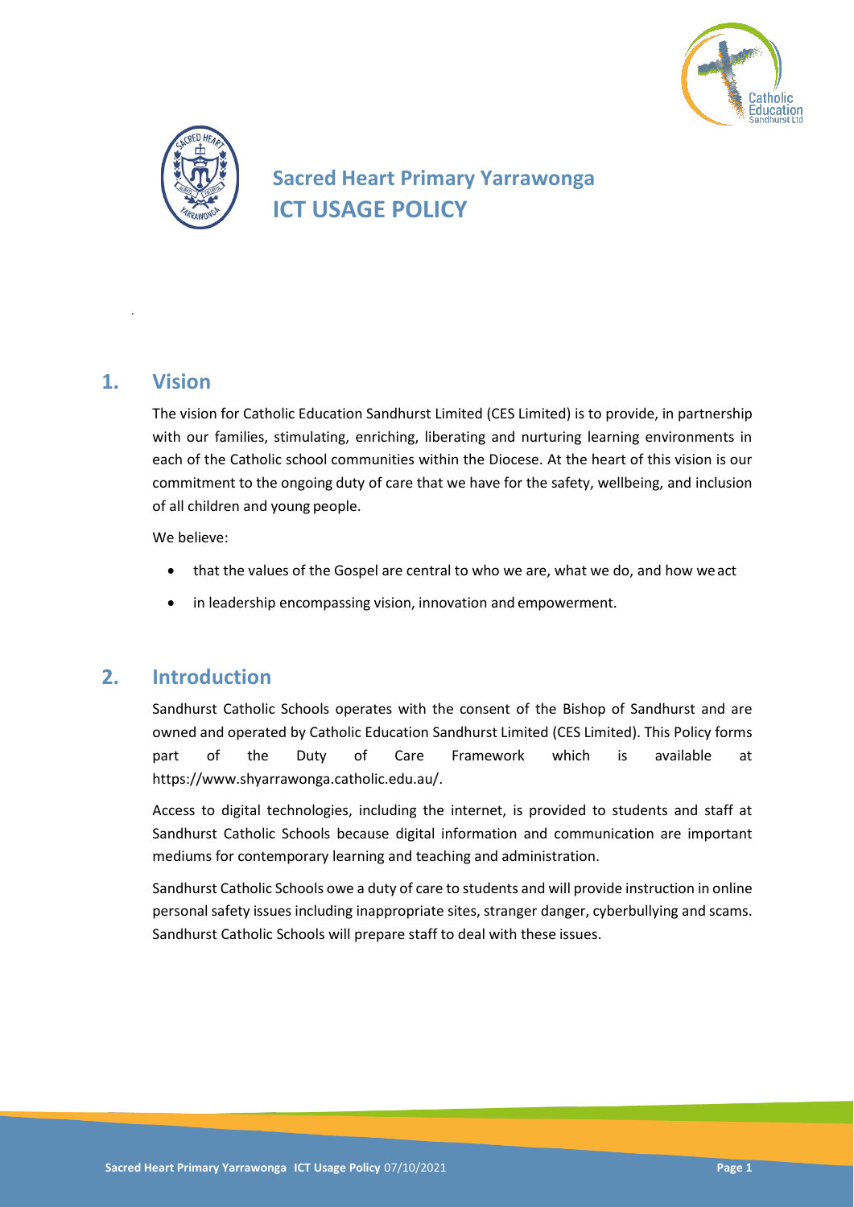# Sacred Heart Primary Yarrawonga
# ICT USAGE POLICY

## 1. Vision

The vision for Catholic Education Sandhurst Limited (CES Limited) is to provide, in partnership with our families, stimulating, enriching, liberating and nurturing learning environments in each of the Catholic school communities within the Diocese. At the heart of this vision is our commitment to the ongoing duty of care that we have for the safety, wellbeing, and inclusion of all children and young people.

We believe:

- that the values of the Gospel are central to who we are, what we do, and how we act
- in leadership encompassing vision, innovation and empowerment.

## 2. Introduction

Sandhurst Catholic Schools operates with the consent of the Bishop of Sandhurst and are owned and operated by Catholic Education Sandhurst Limited (CES Limited). This Policy forms part of the Duty of Care Framework which is available at https://www.shyarrawonga.catholic.edu.au/.

Access to digital technologies, including the internet, is provided to students and staff at Sandhurst Catholic Schools because digital information and communication are important mediums for contemporary learning and teaching and administration.

Sandhurst Catholic Schools owe a duty of care to students and will provide instruction in online personal safety issues including inappropriate sites, stranger danger, cyberbullying and scams. Sandhurst Catholic Schools will prepare staff to deal with these issues.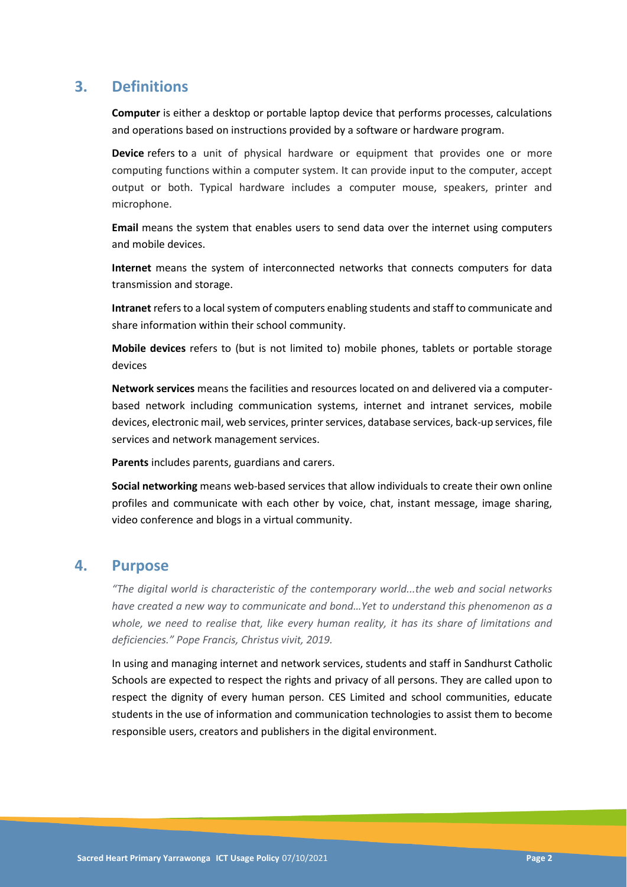## 3. Definitions

**Computer** is either a desktop or portable laptop device that performs processes, calculations and operations based on instructions provided by a software or hardware program.

**Device** refers to a unit of physical hardware or equipment that provides one or more computing functions within a computer system. It can provide input to the computer, accept output or both. Typical hardware includes a computer mouse, speakers, printer and microphone.

**Email** means the system that enables users to send data over the internet using computers and mobile devices.

**Internet** means the system of interconnected networks that connects computers for data transmission and storage.

**Intranet** refers to a local system of computers enabling students and staff to communicate and share information within their school community.

**Mobile devices** refers to (but is not limited to) mobile phones, tablets or portable storage devices

**Network services** means the facilities and resources located on and delivered via a computer-based network including communication systems, internet and intranet services, mobile devices, electronic mail, web services, printer services, database services, back-up services, file services and network management services.

**Parents** includes parents, guardians and carers.

**Social networking** means web-based services that allow individuals to create their own online profiles and communicate with each other by voice, chat, instant message, image sharing, video conference and blogs in a virtual community.

## 4. Purpose

*"The digital world is characteristic of the contemporary world...the web and social networks have created a new way to communicate and bond…Yet to understand this phenomenon as a whole, we need to realise that, like every human reality, it has its share of limitations and deficiencies." Pope Francis, Christus vivit, 2019.*

In using and managing internet and network services, students and staff in Sandhurst Catholic Schools are expected to respect the rights and privacy of all persons. They are called upon to respect the dignity of every human person. CES Limited and school communities, educate students in the use of information and communication technologies to assist them to become responsible users, creators and publishers in the digital environment.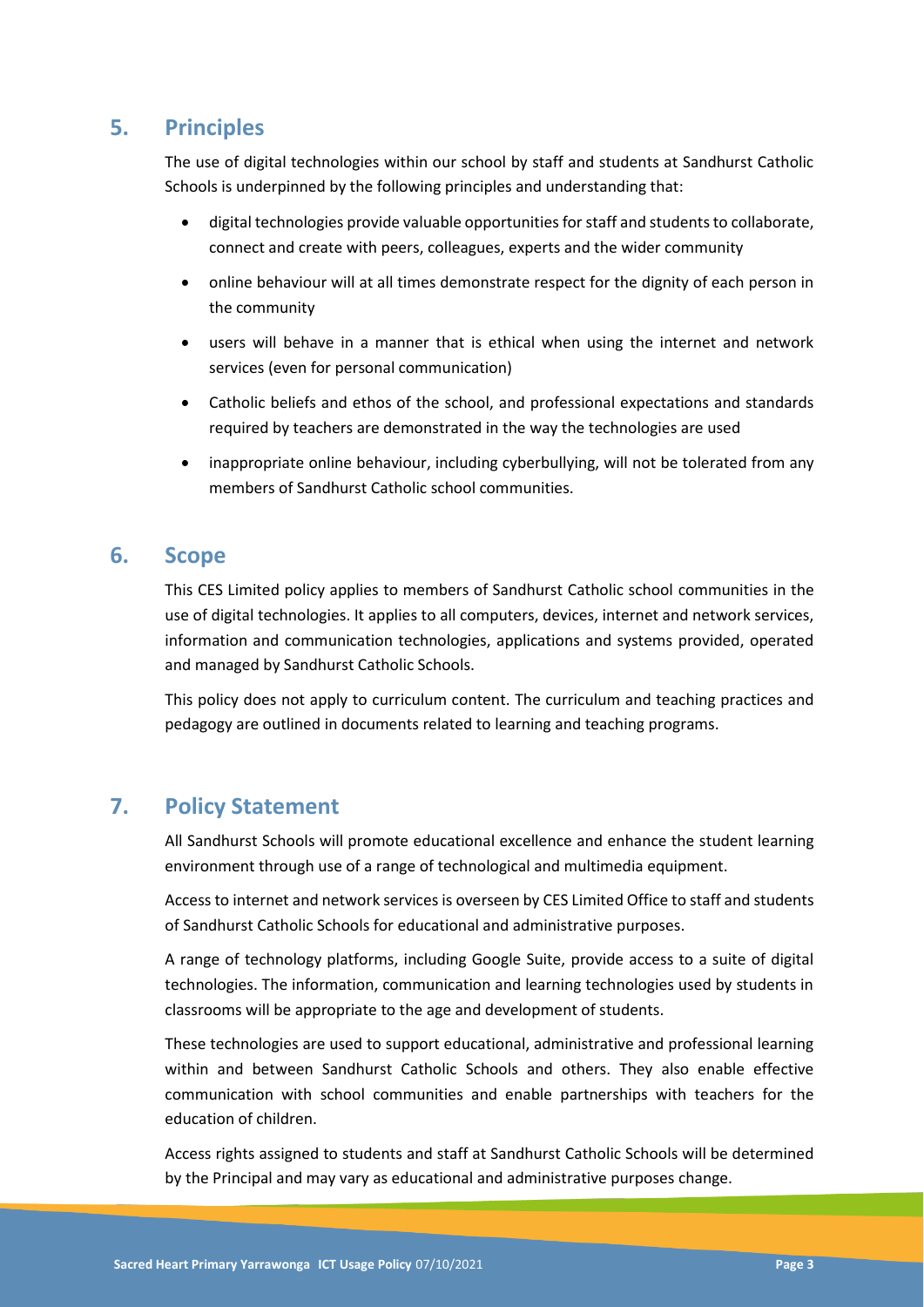## 5. Principles

The use of digital technologies within our school by staff and students at Sandhurst Catholic Schools is underpinned by the following principles and understanding that:

- digital technologies provide valuable opportunities for staff and students to collaborate, connect and create with peers, colleagues, experts and the wider community
- online behaviour will at all times demonstrate respect for the dignity of each person in the community
- users will behave in a manner that is ethical when using the internet and network services (even for personal communication)
- Catholic beliefs and ethos of the school, and professional expectations and standards required by teachers are demonstrated in the way the technologies are used
- inappropriate online behaviour, including cyberbullying, will not be tolerated from any members of Sandhurst Catholic school communities.

## 6. Scope

This CES Limited policy applies to members of Sandhurst Catholic school communities in the use of digital technologies. It applies to all computers, devices, internet and network services, information and communication technologies, applications and systems provided, operated and managed by Sandhurst Catholic Schools.

This policy does not apply to curriculum content. The curriculum and teaching practices and pedagogy are outlined in documents related to learning and teaching programs.

## 7. Policy Statement

All Sandhurst Schools will promote educational excellence and enhance the student learning environment through use of a range of technological and multimedia equipment.

Access to internet and network services is overseen by CES Limited Office to staff and students of Sandhurst Catholic Schools for educational and administrative purposes.

A range of technology platforms, including Google Suite, provide access to a suite of digital technologies. The information, communication and learning technologies used by students in classrooms will be appropriate to the age and development of students.

These technologies are used to support educational, administrative and professional learning within and between Sandhurst Catholic Schools and others. They also enable effective communication with school communities and enable partnerships with teachers for the education of children.

Access rights assigned to students and staff at Sandhurst Catholic Schools will be determined by the Principal and may vary as educational and administrative purposes change.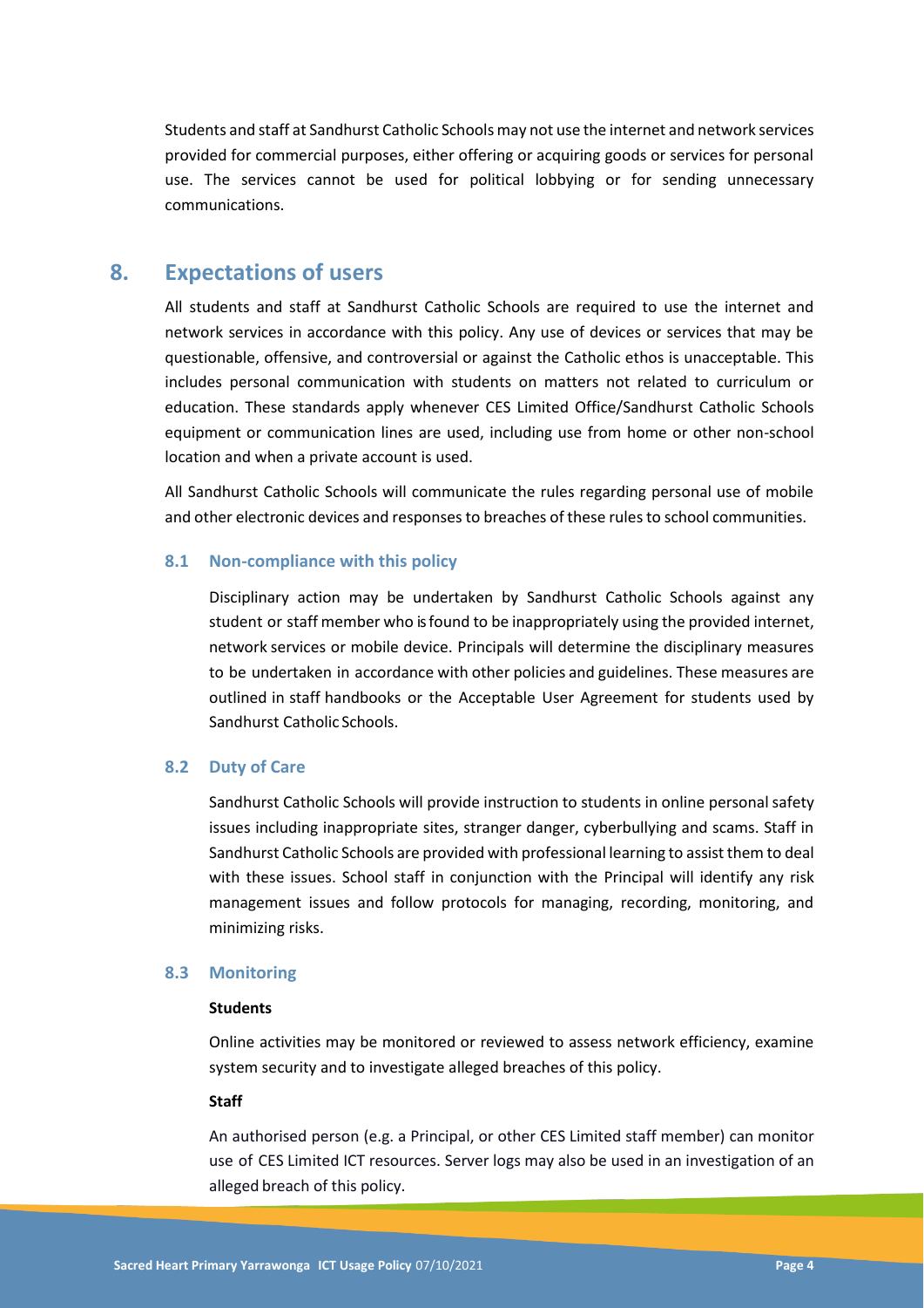Students and staff at Sandhurst Catholic Schools may not use the internet and network services provided for commercial purposes, either offering or acquiring goods or services for personal use. The services cannot be used for political lobbying or for sending unnecessary communications.

## 8. Expectations of users

All students and staff at Sandhurst Catholic Schools are required to use the internet and network services in accordance with this policy. Any use of devices or services that may be questionable, offensive, and controversial or against the Catholic ethos is unacceptable. This includes personal communication with students on matters not related to curriculum or education. These standards apply whenever CES Limited Office/Sandhurst Catholic Schools equipment or communication lines are used, including use from home or other non-school location and when a private account is used.

All Sandhurst Catholic Schools will communicate the rules regarding personal use of mobile and other electronic devices and responses to breaches of these rules to school communities.

### 8.1 Non-compliance with this policy

Disciplinary action may be undertaken by Sandhurst Catholic Schools against any student or staff member who is found to be inappropriately using the provided internet, network services or mobile device. Principals will determine the disciplinary measures to be undertaken in accordance with other policies and guidelines. These measures are outlined in staff handbooks or the Acceptable User Agreement for students used by Sandhurst Catholic Schools.

### 8.2 Duty of Care

Sandhurst Catholic Schools will provide instruction to students in online personal safety issues including inappropriate sites, stranger danger, cyberbullying and scams. Staff in Sandhurst Catholic Schools are provided with professional learning to assist them to deal with these issues. School staff in conjunction with the Principal will identify any risk management issues and follow protocols for managing, recording, monitoring, and minimizing risks.

### 8.3 Monitoring

**Students**

Online activities may be monitored or reviewed to assess network efficiency, examine system security and to investigate alleged breaches of this policy.

**Staff**

An authorised person (e.g. a Principal, or other CES Limited staff member) can monitor use of CES Limited ICT resources. Server logs may also be used in an investigation of an alleged breach of this policy.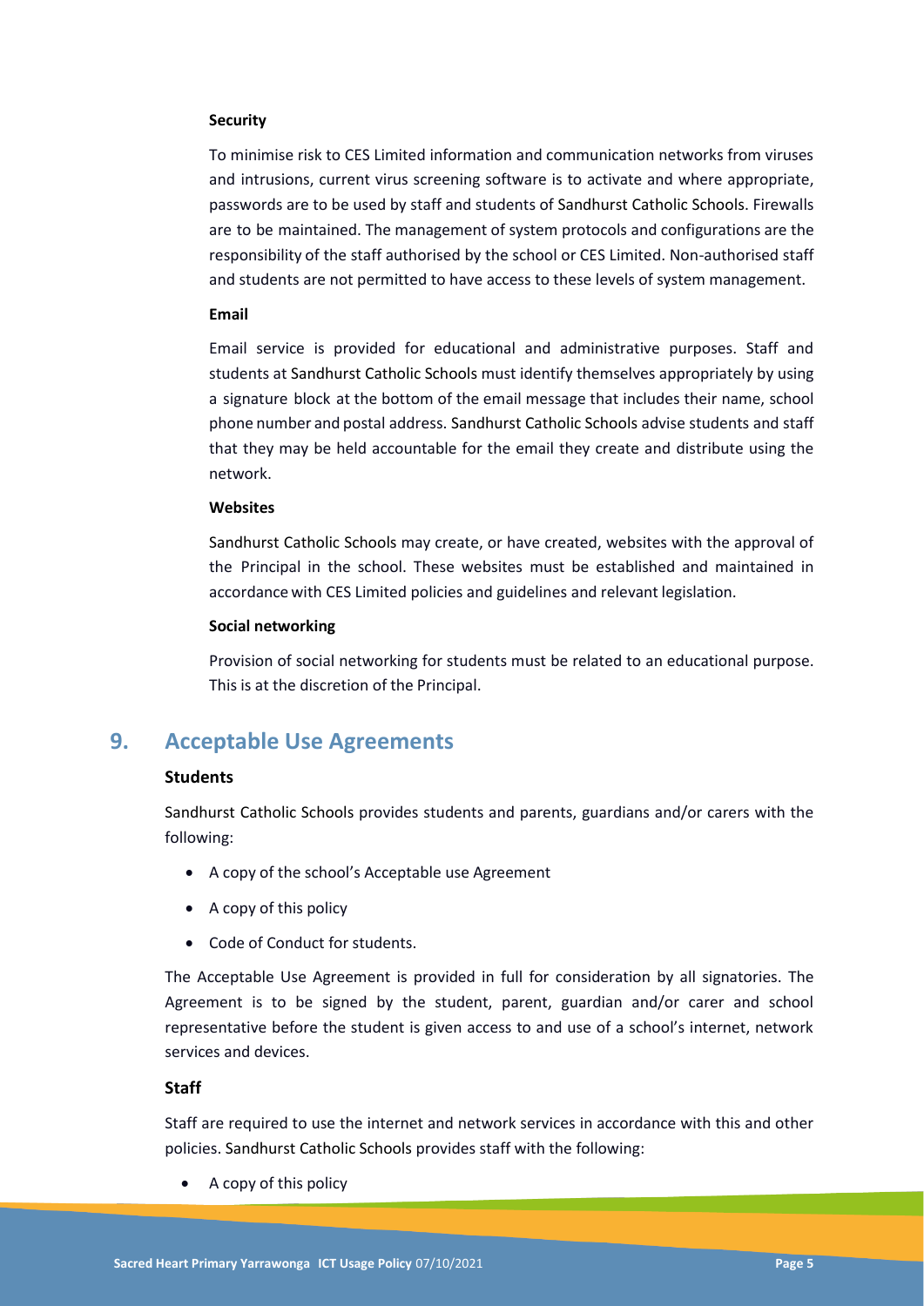#### Security

To minimise risk to CES Limited information and communication networks from viruses and intrusions, current virus screening software is to activate and where appropriate, passwords are to be used by staff and students of Sandhurst Catholic Schools. Firewalls are to be maintained. The management of system protocols and configurations are the responsibility of the staff authorised by the school or CES Limited. Non-authorised staff and students are not permitted to have access to these levels of system management.

#### Email

Email service is provided for educational and administrative purposes. Staff and students at Sandhurst Catholic Schools must identify themselves appropriately by using a signature block at the bottom of the email message that includes their name, school phone number and postal address. Sandhurst Catholic Schools advise students and staff that they may be held accountable for the email they create and distribute using the network.

#### Websites

Sandhurst Catholic Schools may create, or have created, websites with the approval of the Principal in the school. These websites must be established and maintained in accordance with CES Limited policies and guidelines and relevant legislation.

#### Social networking

Provision of social networking for students must be related to an educational purpose. This is at the discretion of the Principal.

## 9. Acceptable Use Agreements

### Students

Sandhurst Catholic Schools provides students and parents, guardians and/or carers with the following:

- A copy of the school's Acceptable use Agreement
- A copy of this policy
- Code of Conduct for students.

The Acceptable Use Agreement is provided in full for consideration by all signatories. The Agreement is to be signed by the student, parent, guardian and/or carer and school representative before the student is given access to and use of a school's internet, network services and devices.

### Staff

Staff are required to use the internet and network services in accordance with this and other policies. Sandhurst Catholic Schools provides staff with the following:

- A copy of this policy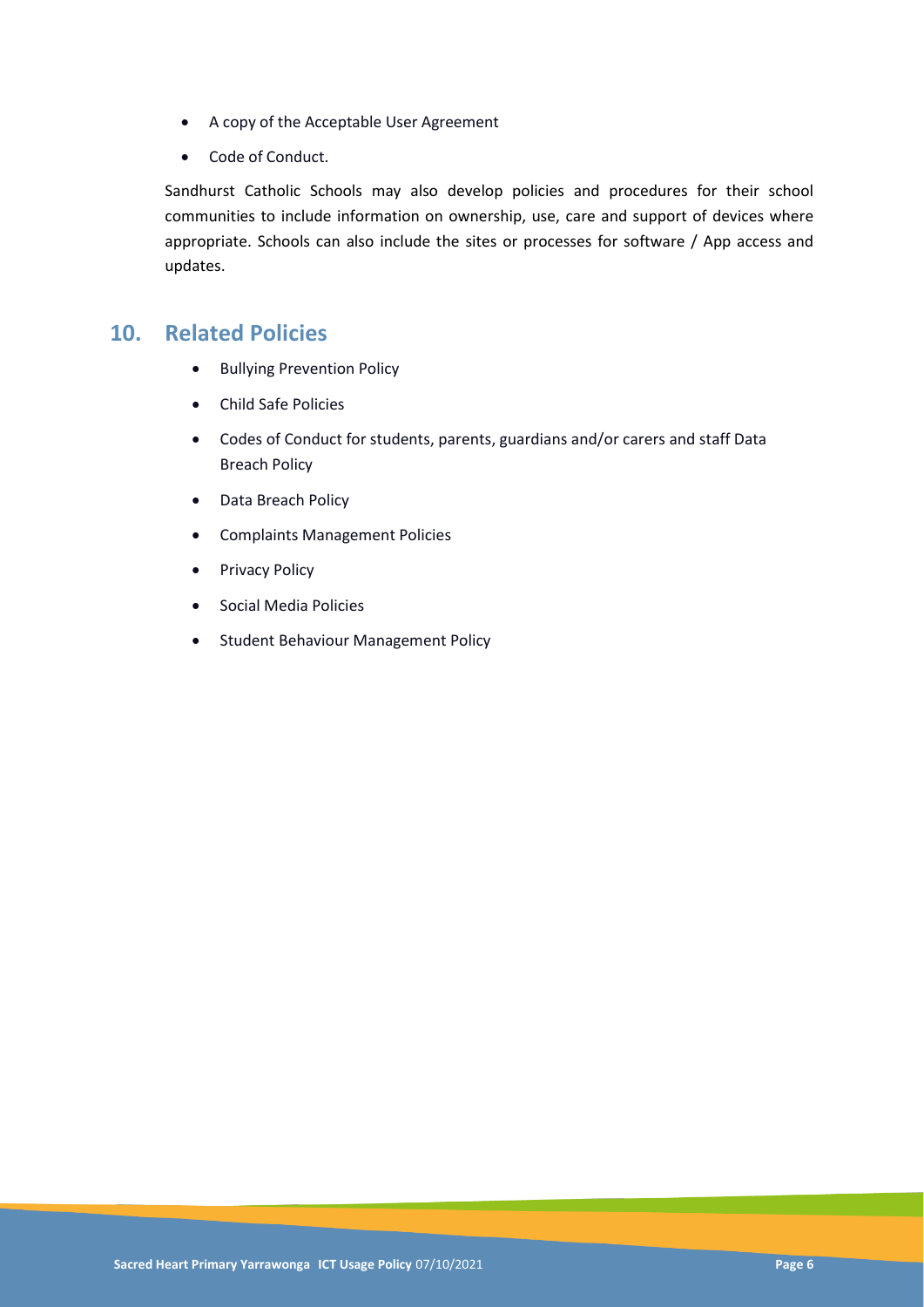- A copy of the Acceptable User Agreement
- Code of Conduct.

Sandhurst Catholic Schools may also develop policies and procedures for their school communities to include information on ownership, use, care and support of devices where appropriate. Schools can also include the sites or processes for software / App access and updates.

## 10. Related Policies

- Bullying Prevention Policy
- Child Safe Policies
- Codes of Conduct for students, parents, guardians and/or carers and staff Data Breach Policy
- Data Breach Policy
- Complaints Management Policies
- Privacy Policy
- Social Media Policies
- Student Behaviour Management Policy